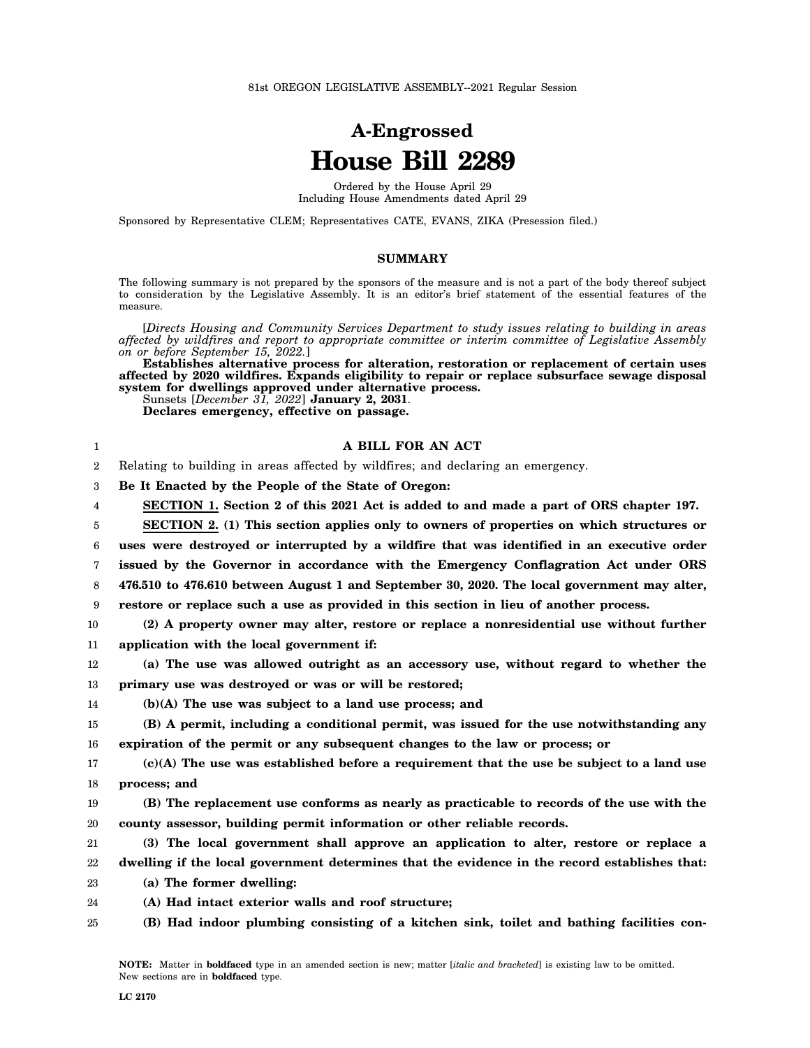81st OREGON LEGISLATIVE ASSEMBLY--2021 Regular Session

# A-Engrossed
# House Bill 2289

Ordered by the House April 29
Including House Amendments dated April 29

Sponsored by Representative CLEM; Representatives CATE, EVANS, ZIKA (Presession filed.)

## SUMMARY

The following summary is not prepared by the sponsors of the measure and is not a part of the body thereof subject to consideration by the Legislative Assembly. It is an editor's brief statement of the essential features of the measure.

[*Directs Housing and Community Services Department to study issues relating to building in areas affected by wildfires and report to appropriate committee or interim committee of Legislative Assembly on or before September 15, 2022.*]
**Establishes alternative process for alteration, restoration or replacement of certain uses affected by 2020 wildfires. Expands eligibility to repair or replace subsurface sewage disposal system for dwellings approved under alternative process.**
Sunsets [*December 31, 2022*] **January 2, 2031**.
**Declares emergency, effective on passage.**

**A BILL FOR AN ACT**

Relating to building in areas affected by wildfires; and declaring an emergency.

**Be It Enacted by the People of the State of Oregon:**

**SECTION 1. Section 2 of this 2021 Act is added to and made a part of ORS chapter 197.**

**SECTION 2. (1) This section applies only to owners of properties on which structures or uses were destroyed or interrupted by a wildfire that was identified in an executive order issued by the Governor in accordance with the Emergency Conflagration Act under ORS 476.510 to 476.610 between August 1 and September 30, 2020. The local government may alter, restore or replace such a use as provided in this section in lieu of another process.**

**(2) A property owner may alter, restore or replace a nonresidential use without further application with the local government if:**

**(a) The use was allowed outright as an accessory use, without regard to whether the primary use was destroyed or was or will be restored;**

**(b)(A) The use was subject to a land use process; and**

**(B) A permit, including a conditional permit, was issued for the use notwithstanding any expiration of the permit or any subsequent changes to the law or process; or**

**(c)(A) The use was established before a requirement that the use be subject to a land use process; and**

**(B) The replacement use conforms as nearly as practicable to records of the use with the county assessor, building permit information or other reliable records.**

**(3) The local government shall approve an application to alter, restore or replace a dwelling if the local government determines that the evidence in the record establishes that:**

**(a) The former dwelling:**

**(A) Had intact exterior walls and roof structure;**

**(B) Had indoor plumbing consisting of a kitchen sink, toilet and bathing facilities con-**

**NOTE:** Matter in **boldfaced** type in an amended section is new; matter [*italic and bracketed*] is existing law to be omitted. New sections are in **boldfaced** type.

LC 2170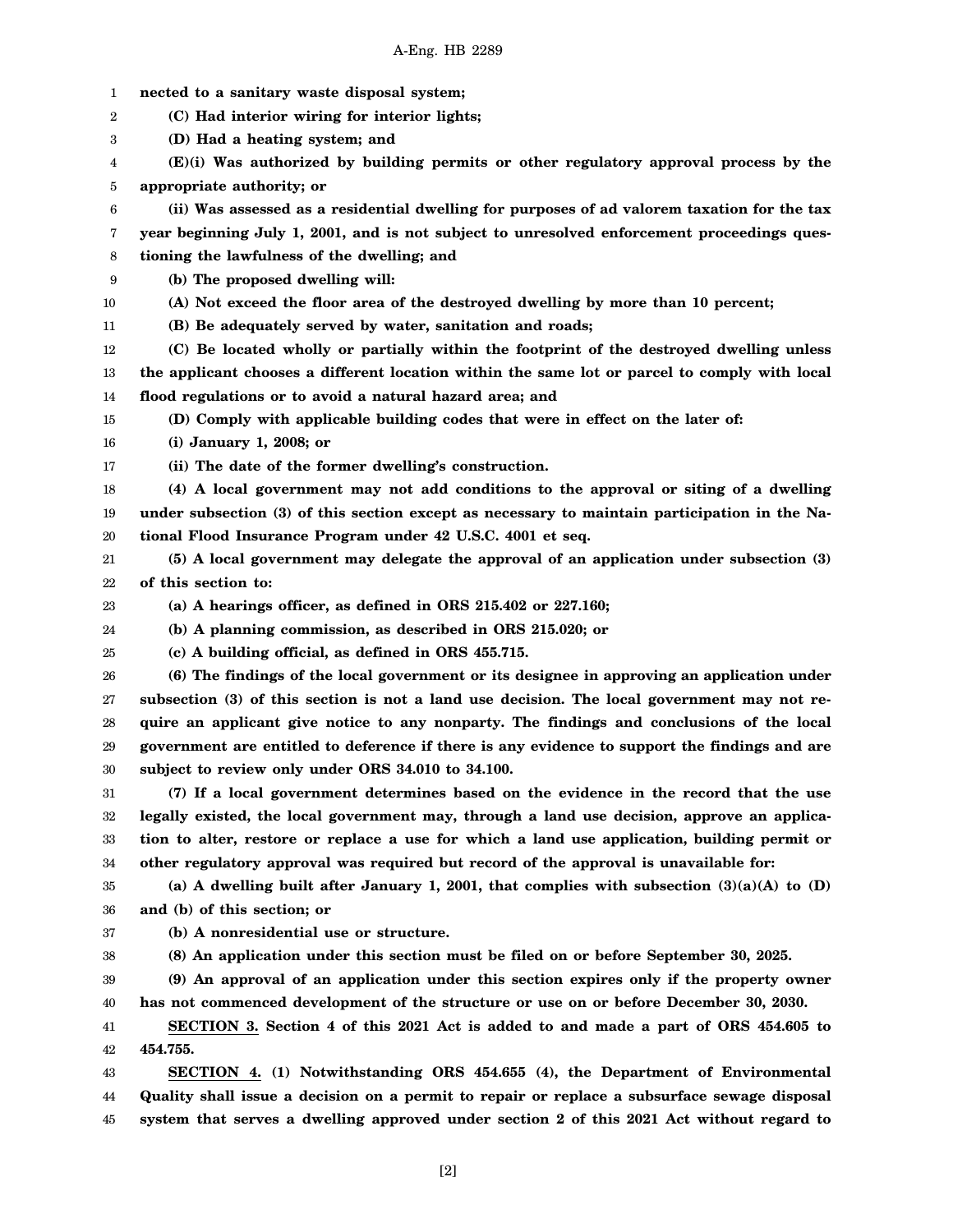**nected to a sanitary waste disposal system;**

**(C) Had interior wiring for interior lights;**

**(D) Had a heating system; and**

**(E)(i) Was authorized by building permits or other regulatory approval process by the appropriate authority; or**

**(ii) Was assessed as a residential dwelling for purposes of ad valorem taxation for the tax year beginning July 1, 2001, and is not subject to unresolved enforcement proceedings questioning the lawfulness of the dwelling; and**

**(b) The proposed dwelling will:**

**(A) Not exceed the floor area of the destroyed dwelling by more than 10 percent;**

**(B) Be adequately served by water, sanitation and roads;**

**(C) Be located wholly or partially within the footprint of the destroyed dwelling unless the applicant chooses a different location within the same lot or parcel to comply with local flood regulations or to avoid a natural hazard area; and**

**(D) Comply with applicable building codes that were in effect on the later of:**

**(i) January 1, 2008; or**

**(ii) The date of the former dwelling's construction.**

**(4) A local government may not add conditions to the approval or siting of a dwelling under subsection (3) of this section except as necessary to maintain participation in the National Flood Insurance Program under 42 U.S.C. 4001 et seq.**

**(5) A local government may delegate the approval of an application under subsection (3) of this section to:**

**(a) A hearings officer, as defined in ORS 215.402 or 227.160;**

**(b) A planning commission, as described in ORS 215.020; or**

**(c) A building official, as defined in ORS 455.715.**

**(6) The findings of the local government or its designee in approving an application under subsection (3) of this section is not a land use decision. The local government may not require an applicant give notice to any nonparty. The findings and conclusions of the local government are entitled to deference if there is any evidence to support the findings and are subject to review only under ORS 34.010 to 34.100.**

**(7) If a local government determines based on the evidence in the record that the use legally existed, the local government may, through a land use decision, approve an application to alter, restore or replace a use for which a land use application, building permit or other regulatory approval was required but record of the approval is unavailable for:**

**(a) A dwelling built after January 1, 2001, that complies with subsection (3)(a)(A) to (D) and (b) of this section; or**

**(b) A nonresidential use or structure.**

**(8) An application under this section must be filed on or before September 30, 2025.**

**(9) An approval of an application under this section expires only if the property owner has not commenced development of the structure or use on or before December 30, 2030.**

**<u>SECTION 3.</u> Section 4 of this 2021 Act is added to and made a part of ORS 454.605 to 454.755.**

**<u>SECTION 4.</u> (1) Notwithstanding ORS 454.655 (4), the Department of Environmental Quality shall issue a decision on a permit to repair or replace a subsurface sewage disposal system that serves a dwelling approved under section 2 of this 2021 Act without regard to**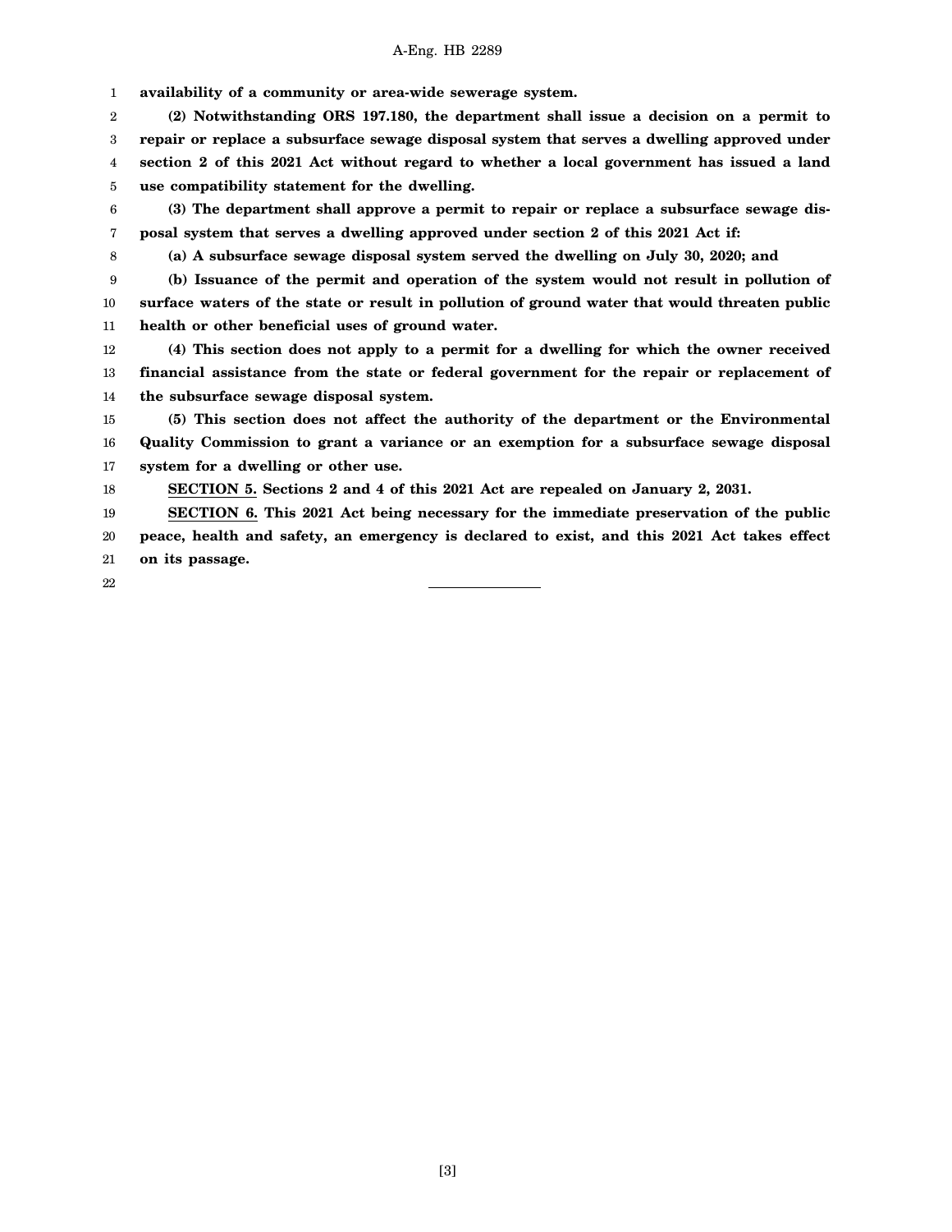**availability of a community or area-wide sewerage system.**

**(2) Notwithstanding ORS 197.180, the department shall issue a decision on a permit to repair or replace a subsurface sewage disposal system that serves a dwelling approved under section 2 of this 2021 Act without regard to whether a local government has issued a land use compatibility statement for the dwelling.**

**(3) The department shall approve a permit to repair or replace a subsurface sewage disposal system that serves a dwelling approved under section 2 of this 2021 Act if:**

**(a) A subsurface sewage disposal system served the dwelling on July 30, 2020; and**

**(b) Issuance of the permit and operation of the system would not result in pollution of surface waters of the state or result in pollution of ground water that would threaten public health or other beneficial uses of ground water.**

**(4) This section does not apply to a permit for a dwelling for which the owner received financial assistance from the state or federal government for the repair or replacement of the subsurface sewage disposal system.**

**(5) This section does not affect the authority of the department or the Environmental Quality Commission to grant a variance or an exemption for a subsurface sewage disposal system for a dwelling or other use.**

**SECTION 5. Sections 2 and 4 of this 2021 Act are repealed on January 2, 2031.**

**SECTION 6. This 2021 Act being necessary for the immediate preservation of the public peace, health and safety, an emergency is declared to exist, and this 2021 Act takes effect on its passage.**